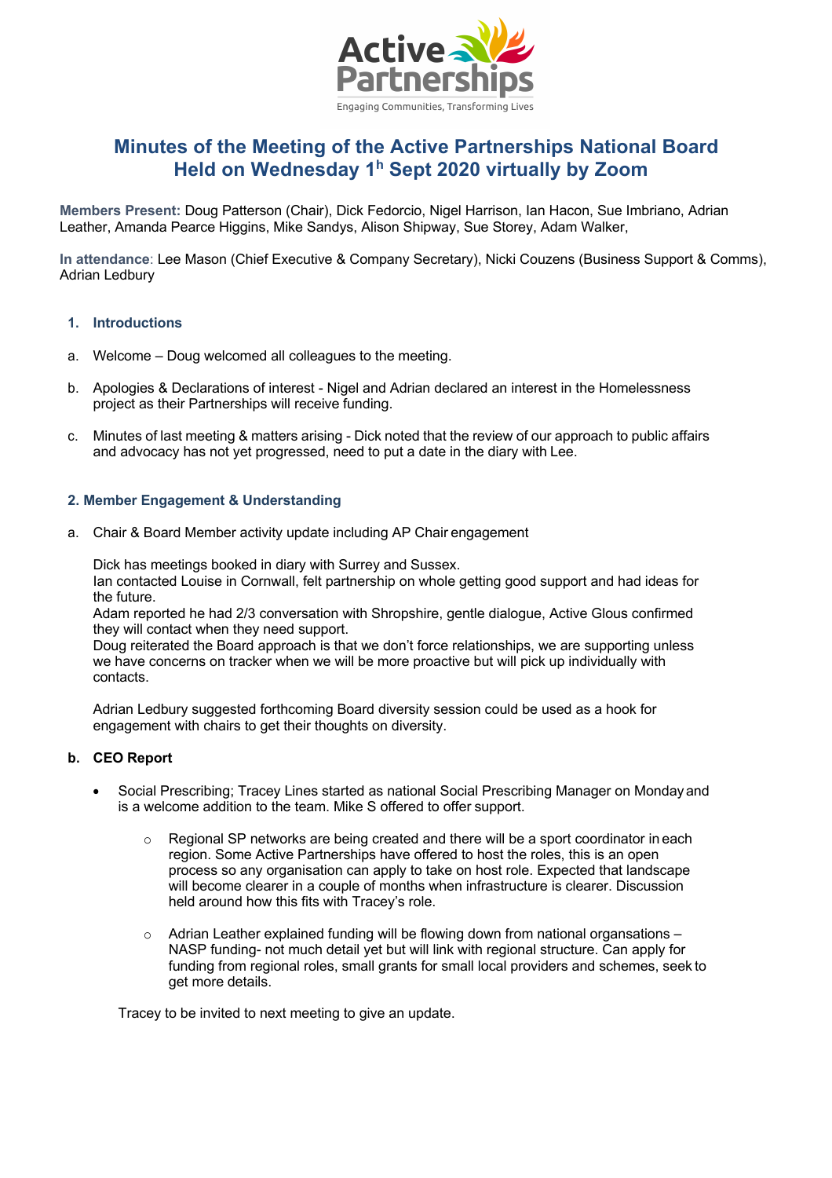# Minutes of the Meeting of the Active Partnerships National Board Held on Wednesday 1h Sept 2020 virtually by Zoom

**Members Present:** Doug Patterson (Chair), Dick Fedorcio, Nigel Harrison, Ian Hacon, Sue Imbriano, Adrian Leather, Amanda Pearce Higgins, Mike Sandys, Alison Shipway, Sue Storey, Adam Walker,

**In attendance**: Lee Mason (Chief Executive & Company Secretary), Nicki Couzens (Business Support & Comms), Adrian Ledbury

## 1. Introductions

a. Welcome – Doug welcomed all colleagues to the meeting.

b. Apologies & Declarations of interest - Nigel and Adrian declared an interest in the Homelessness project as their Partnerships will receive funding.

c. Minutes of last meeting & matters arising - Dick noted that the review of our approach to public affairs and advocacy has not yet progressed, need to put a date in the diary with Lee.

## 2. Member Engagement & Understanding

a. Chair & Board Member activity update including AP Chair engagement

Dick has meetings booked in diary with Surrey and Sussex.
Ian contacted Louise in Cornwall, felt partnership on whole getting good support and had ideas for the future.
Adam reported he had 2/3 conversation with Shropshire, gentle dialogue, Active Glous confirmed they will contact when they need support.
Doug reiterated the Board approach is that we don't force relationships, we are supporting unless we have concerns on tracker when we will be more proactive but will pick up individually with contacts.

Adrian Ledbury suggested forthcoming Board diversity session could be used as a hook for engagement with chairs to get their thoughts on diversity.

**b. CEO Report**

- Social Prescribing; Tracey Lines started as national Social Prescribing Manager on Monday and is a welcome addition to the team. Mike S offered to offer support.
  - Regional SP networks are being created and there will be a sport coordinator in each region. Some Active Partnerships have offered to host the roles, this is an open process so any organisation can apply to take on host role. Expected that landscape will become clearer in a couple of months when infrastructure is clearer. Discussion held around how this fits with Tracey's role.
  - Adrian Leather explained funding will be flowing down from national organsations – NASP funding- not much detail yet but will link with regional structure. Can apply for funding from regional roles, small grants for small local providers and schemes, seek to get more details.

  Tracey to be invited to next meeting to give an update.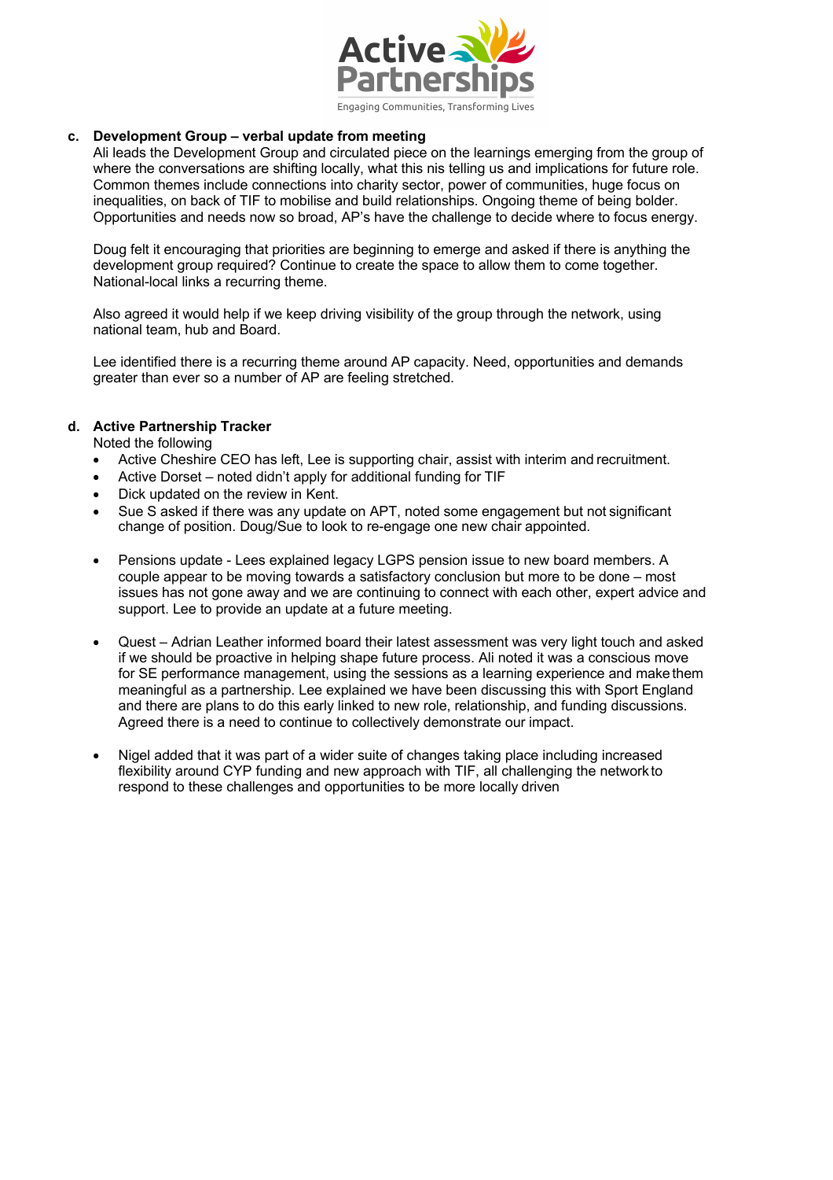**c. Development Group – verbal update from meeting**

Ali leads the Development Group and circulated piece on the learnings emerging from the group of where the conversations are shifting locally, what this nis telling us and implications for future role. Common themes include connections into charity sector, power of communities, huge focus on inequalities, on back of TIF to mobilise and build relationships. Ongoing theme of being bolder. Opportunities and needs now so broad, AP's have the challenge to decide where to focus energy.

Doug felt it encouraging that priorities are beginning to emerge and asked if there is anything the development group required? Continue to create the space to allow them to come together. National-local links a recurring theme.

Also agreed it would help if we keep driving visibility of the group through the network, using national team, hub and Board.

Lee identified there is a recurring theme around AP capacity. Need, opportunities and demands greater than ever so a number of AP are feeling stretched.

**d. Active Partnership Tracker**

Noted the following

- Active Cheshire CEO has left, Lee is supporting chair, assist with interim and recruitment.
- Active Dorset – noted didn't apply for additional funding for TIF
- Dick updated on the review in Kent.
- Sue S asked if there was any update on APT, noted some engagement but not significant change of position. Doug/Sue to look to re-engage one new chair appointed.

- Pensions update - Lees explained legacy LGPS pension issue to new board members. A couple appear to be moving towards a satisfactory conclusion but more to be done – most issues has not gone away and we are continuing to connect with each other, expert advice and support. Lee to provide an update at a future meeting.

- Quest – Adrian Leather informed board their latest assessment was very light touch and asked if we should be proactive in helping shape future process. Ali noted it was a conscious move for SE performance management, using the sessions as a learning experience and make them meaningful as a partnership. Lee explained we have been discussing this with Sport England and there are plans to do this early linked to new role, relationship, and funding discussions. Agreed there is a need to continue to collectively demonstrate our impact.

- Nigel added that it was part of a wider suite of changes taking place including increased flexibility around CYP funding and new approach with TIF, all challenging the network to respond to these challenges and opportunities to be more locally driven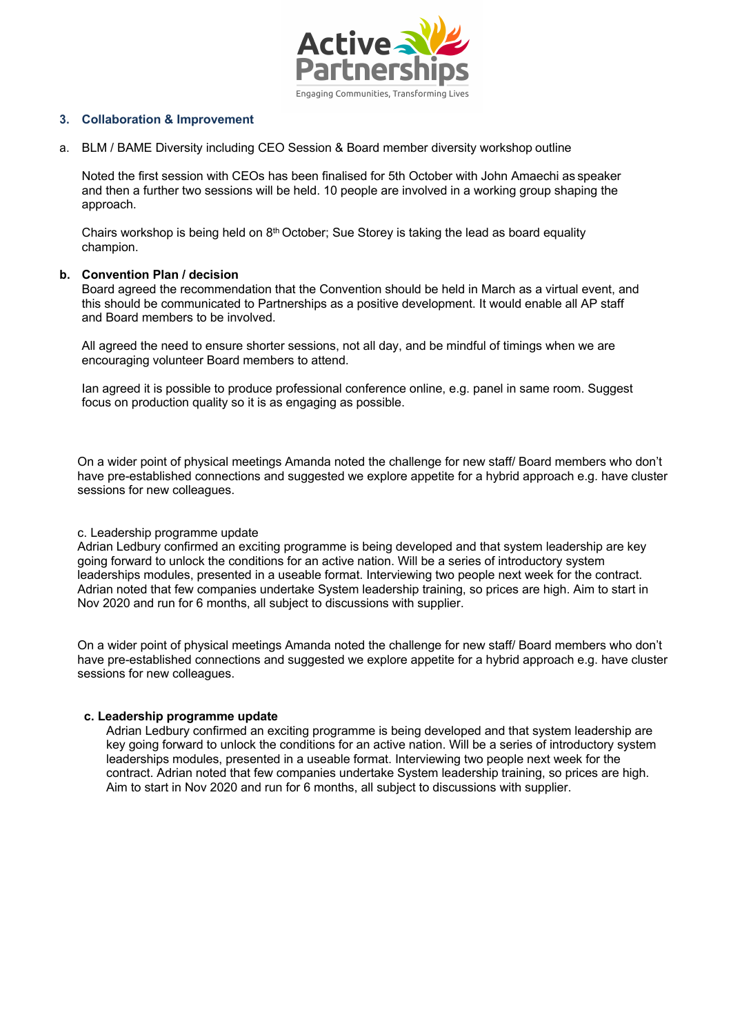### 3. Collaboration & Improvement

a. BLM / BAME Diversity including CEO Session & Board member diversity workshop outline

Noted the first session with CEOs has been finalised for 5th October with John Amaechi as speaker and then a further two sessions will be held. 10 people are involved in a working group shaping the approach.

Chairs workshop is being held on 8th October; Sue Storey is taking the lead as board equality champion.

**b. Convention Plan / decision**

Board agreed the recommendation that the Convention should be held in March as a virtual event, and this should be communicated to Partnerships as a positive development. It would enable all AP staff and Board members to be involved.

All agreed the need to ensure shorter sessions, not all day, and be mindful of timings when we are encouraging volunteer Board members to attend.

Ian agreed it is possible to produce professional conference online, e.g. panel in same room. Suggest focus on production quality so it is as engaging as possible.

On a wider point of physical meetings Amanda noted the challenge for new staff/ Board members who don't have pre-established connections and suggested we explore appetite for a hybrid approach e.g. have cluster sessions for new colleagues.

c. Leadership programme update

Adrian Ledbury confirmed an exciting programme is being developed and that system leadership are key going forward to unlock the conditions for an active nation. Will be a series of introductory system leaderships modules, presented in a useable format. Interviewing two people next week for the contract. Adrian noted that few companies undertake System leadership training, so prices are high. Aim to start in Nov 2020 and run for 6 months, all subject to discussions with supplier.

On a wider point of physical meetings Amanda noted the challenge for new staff/ Board members who don't have pre-established connections and suggested we explore appetite for a hybrid approach e.g. have cluster sessions for new colleagues.

**c. Leadership programme update**

Adrian Ledbury confirmed an exciting programme is being developed and that system leadership are key going forward to unlock the conditions for an active nation. Will be a series of introductory system leaderships modules, presented in a useable format. Interviewing two people next week for the contract. Adrian noted that few companies undertake System leadership training, so prices are high. Aim to start in Nov 2020 and run for 6 months, all subject to discussions with supplier.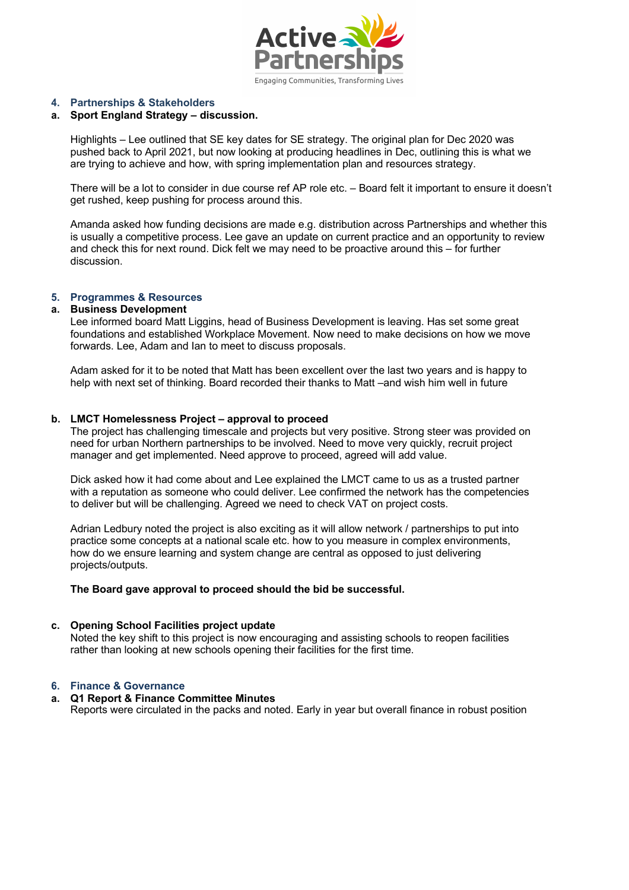## 4. Partnerships & Stakeholders

### a. Sport England Strategy – discussion.

Highlights – Lee outlined that SE key dates for SE strategy. The original plan for Dec 2020 was pushed back to April 2021, but now looking at producing headlines in Dec, outlining this is what we are trying to achieve and how, with spring implementation plan and resources strategy.

There will be a lot to consider in due course ref AP role etc. – Board felt it important to ensure it doesn't get rushed, keep pushing for process around this.

Amanda asked how funding decisions are made e.g. distribution across Partnerships and whether this is usually a competitive process. Lee gave an update on current practice and an opportunity to review and check this for next round. Dick felt we may need to be proactive around this – for further discussion.

## 5. Programmes & Resources

### a. Business Development

Lee informed board Matt Liggins, head of Business Development is leaving. Has set some great foundations and established Workplace Movement. Now need to make decisions on how we move forwards. Lee, Adam and Ian to meet to discuss proposals.

Adam asked for it to be noted that Matt has been excellent over the last two years and is happy to help with next set of thinking. Board recorded their thanks to Matt –and wish him well in future

### b. LMCT Homelessness Project – approval to proceed

The project has challenging timescale and projects but very positive. Strong steer was provided on need for urban Northern partnerships to be involved. Need to move very quickly, recruit project manager and get implemented. Need approve to proceed, agreed will add value.

Dick asked how it had come about and Lee explained the LMCT came to us as a trusted partner with a reputation as someone who could deliver. Lee confirmed the network has the competencies to deliver but will be challenging. Agreed we need to check VAT on project costs.

Adrian Ledbury noted the project is also exciting as it will allow network / partnerships to put into practice some concepts at a national scale etc. how to you measure in complex environments, how do we ensure learning and system change are central as opposed to just delivering projects/outputs.

**The Board gave approval to proceed should the bid be successful.**

### c. Opening School Facilities project update

Noted the key shift to this project is now encouraging and assisting schools to reopen facilities rather than looking at new schools opening their facilities for the first time.

## 6. Finance & Governance

### a. Q1 Report & Finance Committee Minutes

Reports were circulated in the packs and noted. Early in year but overall finance in robust position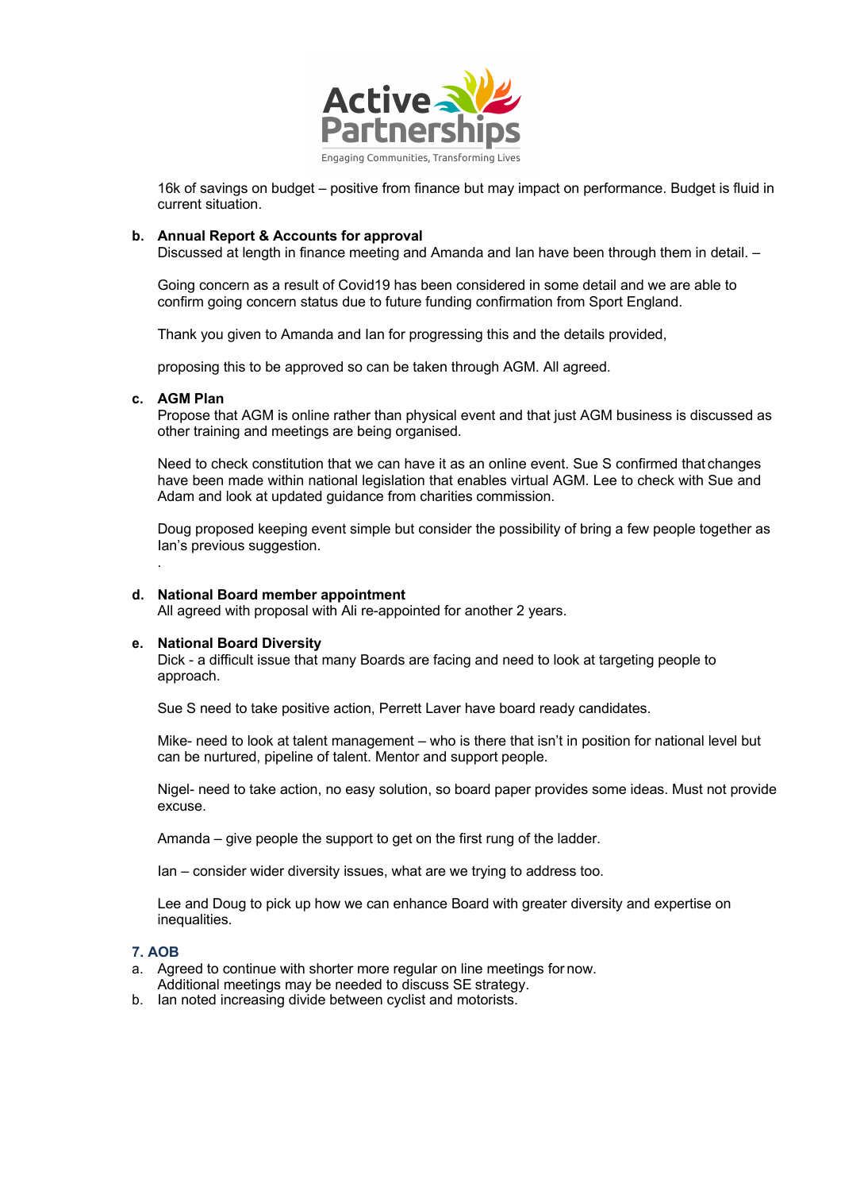16k of savings on budget – positive from finance but may impact on performance. Budget is fluid in current situation.

**b. Annual Report & Accounts for approval**

Discussed at length in finance meeting and Amanda and Ian have been through them in detail. –

Going concern as a result of Covid19 has been considered in some detail and we are able to confirm going concern status due to future funding confirmation from Sport England.

Thank you given to Amanda and Ian for progressing this and the details provided,

proposing this to be approved so can be taken through AGM. All agreed.

**c. AGM Plan**

Propose that AGM is online rather than physical event and that just AGM business is discussed as other training and meetings are being organised.

Need to check constitution that we can have it as an online event. Sue S confirmed that changes have been made within national legislation that enables virtual AGM. Lee to check with Sue and Adam and look at updated guidance from charities commission.

Doug proposed keeping event simple but consider the possibility of bring a few people together as Ian's previous suggestion.

.

**d. National Board member appointment**

All agreed with proposal with Ali re-appointed for another 2 years.

**e. National Board Diversity**

Dick - a difficult issue that many Boards are facing and need to look at targeting people to approach.

Sue S need to take positive action, Perrett Laver have board ready candidates.

Mike- need to look at talent management – who is there that isn't in position for national level but can be nurtured, pipeline of talent. Mentor and support people.

Nigel- need to take action, no easy solution, so board paper provides some ideas. Must not provide excuse.

Amanda – give people the support to get on the first rung of the ladder.

Ian – consider wider diversity issues, what are we trying to address too.

Lee and Doug to pick up how we can enhance Board with greater diversity and expertise on inequalities.

## 7. AOB

a. Agreed to continue with shorter more regular on line meetings for now. Additional meetings may be needed to discuss SE strategy.
b. Ian noted increasing divide between cyclist and motorists.